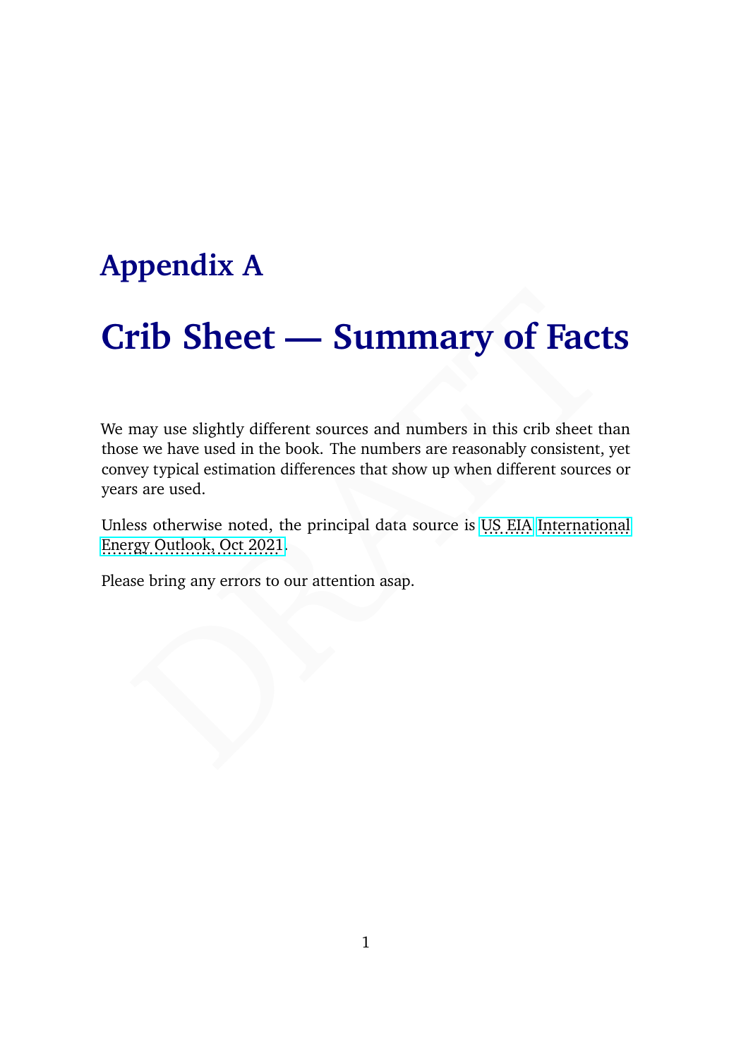# Appendix A

# Crib Sheet — Summary of Facts

We may use slightly different sources and numbers in this crib sheet than those we have used in the book. The numbers are reasonably consistent, yet convey typical estimation differences that show up when different sources or years are used.

Unless otherwise noted, the principal data source is US EIA International Energy Outlook, Oct 2021.

Please bring any errors to our attention asap.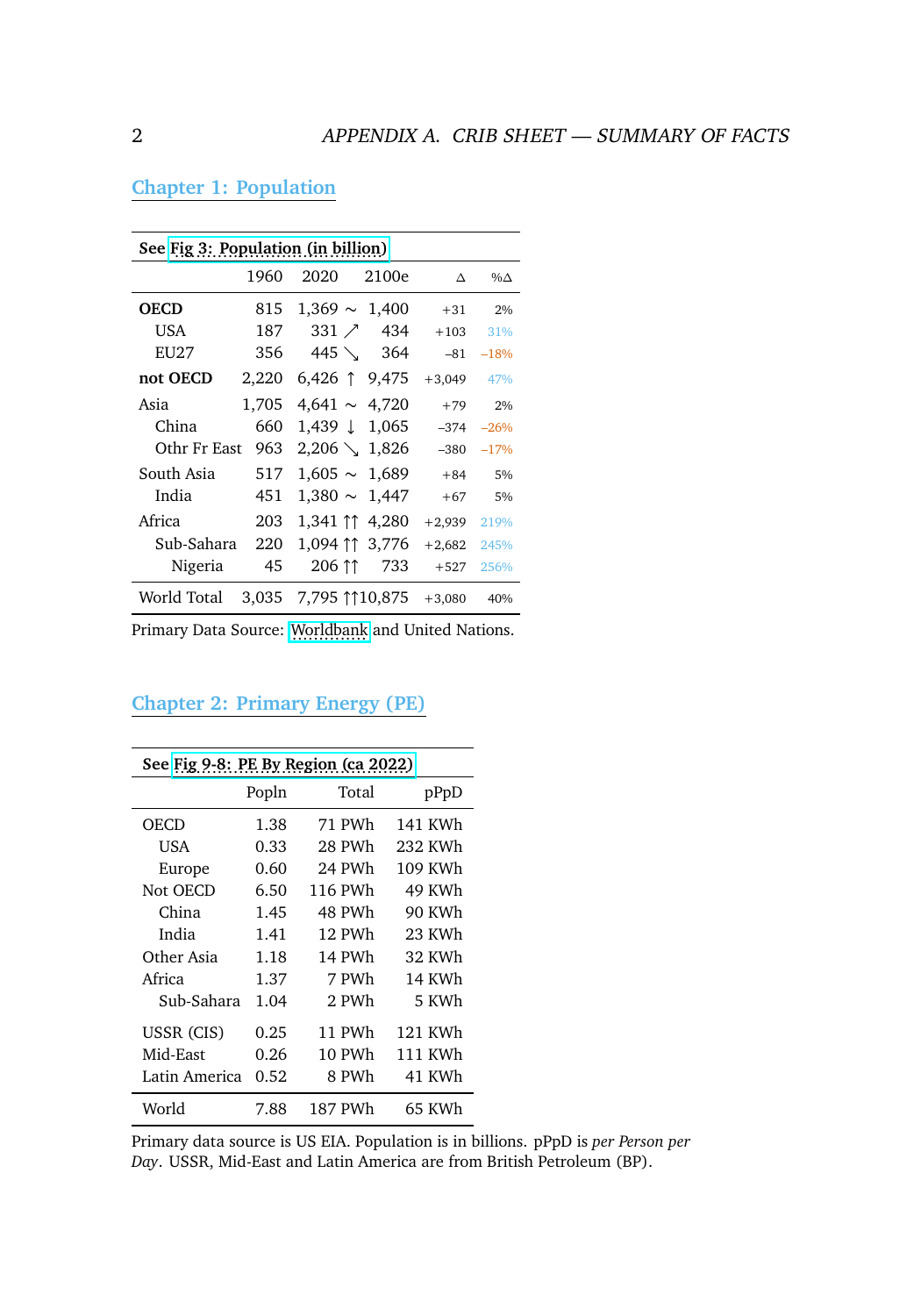## Chapter 1: Population

| See Fig 3: Population (in billion) | | | | | |
|---|---|---|---|---|---|
| | 1960 | 2020 | 2100e | Δ | %Δ |
| **OECD** | 815 | 1,369 ∼ | 1,400 | +31 | 2% |
| USA | 187 | 331 ↗ | 434 | +103 | 31% |
| EU27 | 356 | 445 ↘ | 364 | –81 | –18% |
| **not OECD** | 2,220 | 6,426 ↑ | 9,475 | +3,049 | 47% |
| Asia | 1,705 | 4,641 ∼ | 4,720 | +79 | 2% |
| China | 660 | 1,439 ↓ | 1,065 | –374 | –26% |
| Othr Fr East | 963 | 2,206 ↘ | 1,826 | –380 | –17% |
| South Asia | 517 | 1,605 ∼ | 1,689 | +84 | 5% |
| India | 451 | 1,380 ∼ | 1,447 | +67 | 5% |
| Africa | 203 | 1,341 ↑↑ | 4,280 | +2,939 | 219% |
| Sub-Sahara | 220 | 1,094 ↑↑ | 3,776 | +2,682 | 245% |
| Nigeria | 45 | 206 ↑↑ | 733 | +527 | 256% |
| World Total | 3,035 | 7,795 ↑↑ | 10,875 | +3,080 | 40% |

Primary Data Source: Worldbank and United Nations.

## Chapter 2: Primary Energy (PE)

| See Fig 9-8: PE By Region (ca 2022) | | | |
|---|---|---|---|
| | Popln | Total | pPpD |
| OECD | 1.38 | 71 PWh | 141 KWh |
| USA | 0.33 | 28 PWh | 232 KWh |
| Europe | 0.60 | 24 PWh | 109 KWh |
| Not OECD | 6.50 | 116 PWh | 49 KWh |
| China | 1.45 | 48 PWh | 90 KWh |
| India | 1.41 | 12 PWh | 23 KWh |
| Other Asia | 1.18 | 14 PWh | 32 KWh |
| Africa | 1.37 | 7 PWh | 14 KWh |
| Sub-Sahara | 1.04 | 2 PWh | 5 KWh |
| USSR (CIS) | 0.25 | 11 PWh | 121 KWh |
| Mid-East | 0.26 | 10 PWh | 111 KWh |
| Latin America | 0.52 | 8 PWh | 41 KWh |
| World | 7.88 | 187 PWh | 65 KWh |

Primary data source is US EIA. Population is in billions. pPpD is *per Person per Day*. USSR, Mid-East and Latin America are from British Petroleum (BP).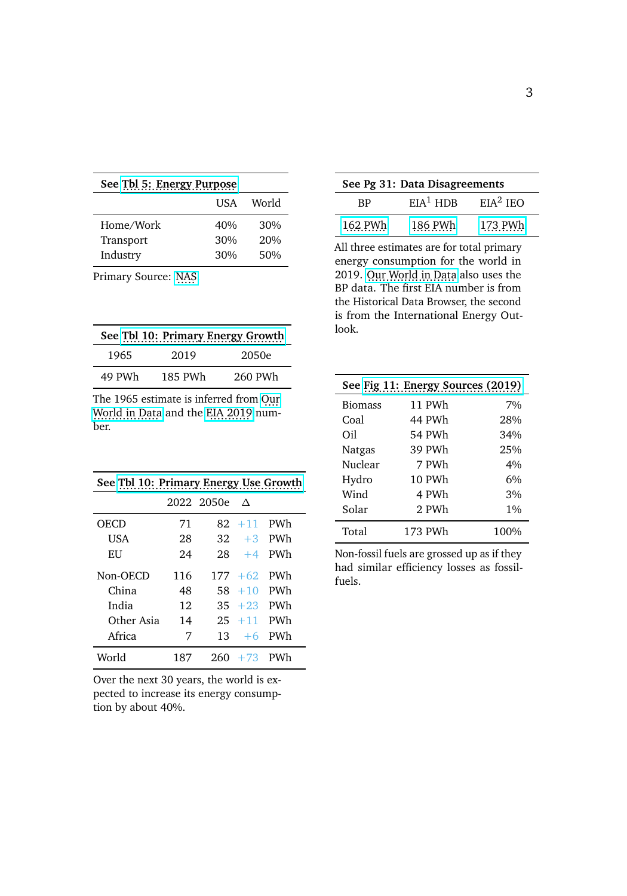| See Tbl 5: Energy Purpose | | |
|---|---|---|
| | USA | World |
| Home/Work | 40% | 30% |
| Transport | 30% | 20% |
| Industry | 30% | 50% |

Primary Source: NAS

| See Tbl 10: Primary Energy Growth | | |
|---|---|---|
| 1965 | 2019 | 2050e |
| 49 PWh | 185 PWh | 260 PWh |

The 1965 estimate is inferred from Our World in Data and the EIA 2019 number.

| See Tbl 10: Primary Energy Use Growth | | | | |
|---|---|---|---|---|
| | 2022 | 2050e | Δ | |
| OECD | 71 | 82 | +11 | PWh |
| USA | 28 | 32 | +3 | PWh |
| EU | 24 | 28 | +4 | PWh |
| Non-OECD | 116 | 177 | +62 | PWh |
| China | 48 | 58 | +10 | PWh |
| India | 12 | 35 | +23 | PWh |
| Other Asia | 14 | 25 | +11 | PWh |
| Africa | 7 | 13 | +6 | PWh |
| World | 187 | 260 | +73 | PWh |

Over the next 30 years, the world is expected to increase its energy consumption by about 40%.

| See Pg 31: Data Disagreements | | |
|---|---|---|
| BP | EIA[1] HDB | EIA[2] IEO |
| 162 PWh | 186 PWh | 173 PWh |

All three estimates are for total primary energy consumption for the world in 2019. Our World in Data also uses the BP data. The first EIA number is from the Historical Data Browser, the second is from the International Energy Outlook.

| See Fig 11: Energy Sources (2019) | | |
|---|---|---|
| Biomass | 11 PWh | 7% |
| Coal | 44 PWh | 28% |
| Oil | 54 PWh | 34% |
| Natgas | 39 PWh | 25% |
| Nuclear | 7 PWh | 4% |
| Hydro | 10 PWh | 6% |
| Wind | 4 PWh | 3% |
| Solar | 2 PWh | 1% |
| Total | 173 PWh | 100% |

Non-fossil fuels are grossed up as if they had similar efficiency losses as fossil-fuels.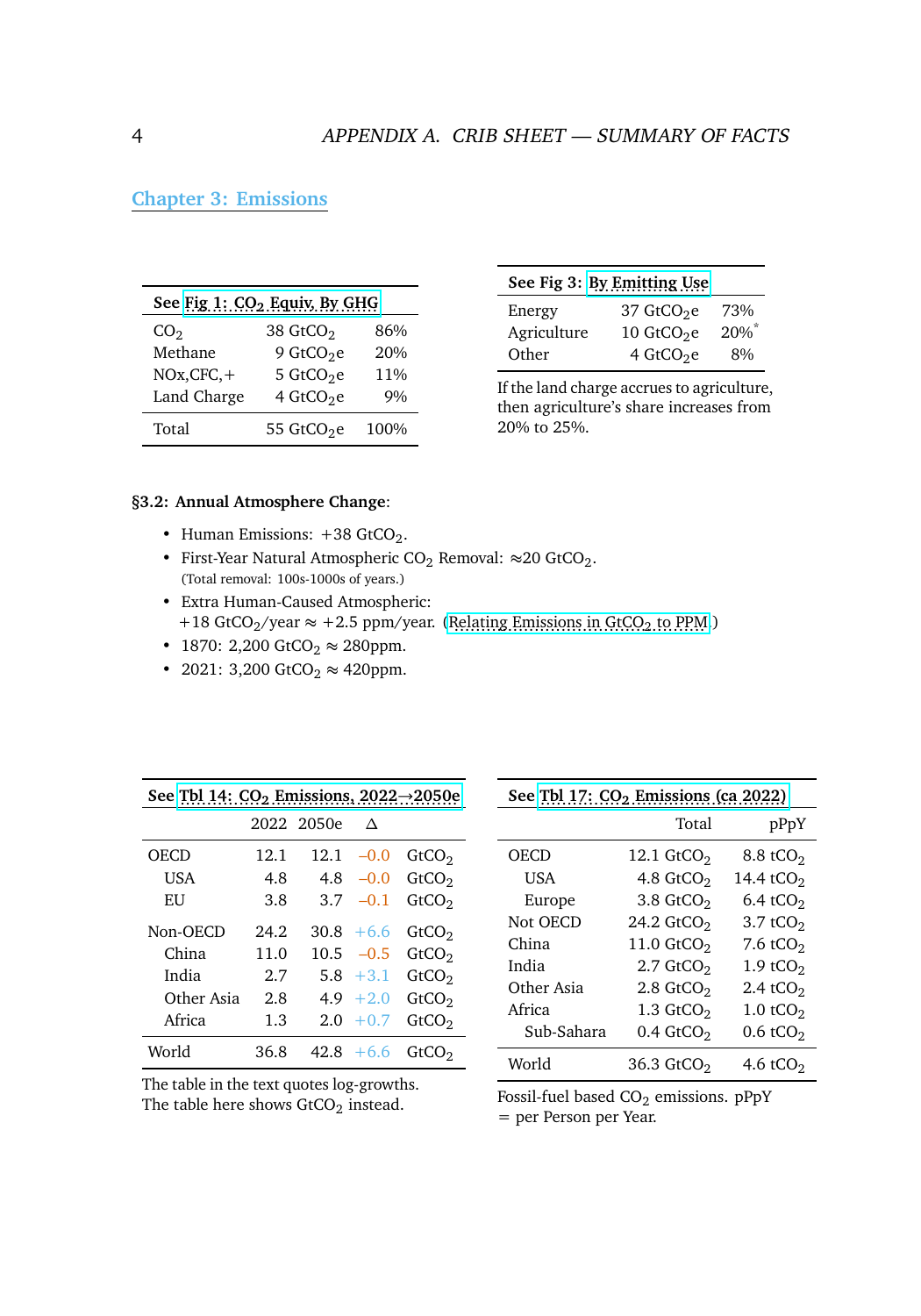## Chapter 3: Emissions

| See Fig 1: $CO_2$ Equiv, By GHG | | |
|---|---|---|
| $CO_2$ | 38 $GtCO_2$ | 86% |
| Methane | 9 $GtCO_2e$ | 20% |
| NOx,CFC,+ | 5 $GtCO_2e$ | 11% |
| Land Charge | 4 $GtCO_2e$ | 9% |
| Total | 55 $GtCO_2e$ | 100% |

| See Fig 3: By Emitting Use | | |
|---|---|---|
| Energy | 37 $GtCO_2e$ | 73% |
| Agriculture | 10 $GtCO_2e$ | 20%* |
| Other | 4 $GtCO_2e$ | 8% |

If the land charge accrues to agriculture, then agriculture's share increases from 20% to 25%.

**§3.2: Annual Atmosphere Change**:

- Human Emissions: +38 $GtCO_2$.
- First-Year Natural Atmospheric $CO_2$ Removal: ≈20 $GtCO_2$.
  (Total removal: 100s-1000s of years.)
- Extra Human-Caused Atmospheric:
  +18 $GtCO_2$/year ≈ +2.5 ppm/year. (Relating Emissions in $GtCO_2$ to PPM )
- 1870: 2,200 $GtCO_2$ ≈ 280ppm.
- 2021: 3,200 $GtCO_2$ ≈ 420ppm.

| See Tbl 14: $CO_2$ Emissions, 2022→2050e | 2022 | 2050e | Δ | |
|---|---|---|---|---|
| OECD | 12.1 | 12.1 | −0.0 | $GtCO_2$ |
| USA | 4.8 | 4.8 | −0.0 | $GtCO_2$ |
| EU | 3.8 | 3.7 | −0.1 | $GtCO_2$ |
| Non-OECD | 24.2 | 30.8 | +6.6 | $GtCO_2$ |
| China | 11.0 | 10.5 | −0.5 | $GtCO_2$ |
| India | 2.7 | 5.8 | +3.1 | $GtCO_2$ |
| Other Asia | 2.8 | 4.9 | +2.0 | $GtCO_2$ |
| Africa | 1.3 | 2.0 | +0.7 | $GtCO_2$ |
| World | 36.8 | 42.8 | +6.6 | $GtCO_2$ |

The table in the text quotes log-growths. The table here shows $GtCO_2$ instead.

| See Tbl 17: $CO_2$ Emissions (ca 2022) | Total | pPpY |
|---|---|---|
| OECD | 12.1 $GtCO_2$ | 8.8 $tCO_2$ |
| USA | 4.8 $GtCO_2$ | 14.4 $tCO_2$ |
| Europe | 3.8 $GtCO_2$ | 6.4 $tCO_2$ |
| Not OECD | 24.2 $GtCO_2$ | 3.7 $tCO_2$ |
| China | 11.0 $GtCO_2$ | 7.6 $tCO_2$ |
| India | 2.7 $GtCO_2$ | 1.9 $tCO_2$ |
| Other Asia | 2.8 $GtCO_2$ | 2.4 $tCO_2$ |
| Africa | 1.3 $GtCO_2$ | 1.0 $tCO_2$ |
| Sub-Sahara | 0.4 $GtCO_2$ | 0.6 $tCO_2$ |
| World | 36.3 $GtCO_2$ | 4.6 $tCO_2$ |

Fossil-fuel based $CO_2$ emissions. pPpY = per Person per Year.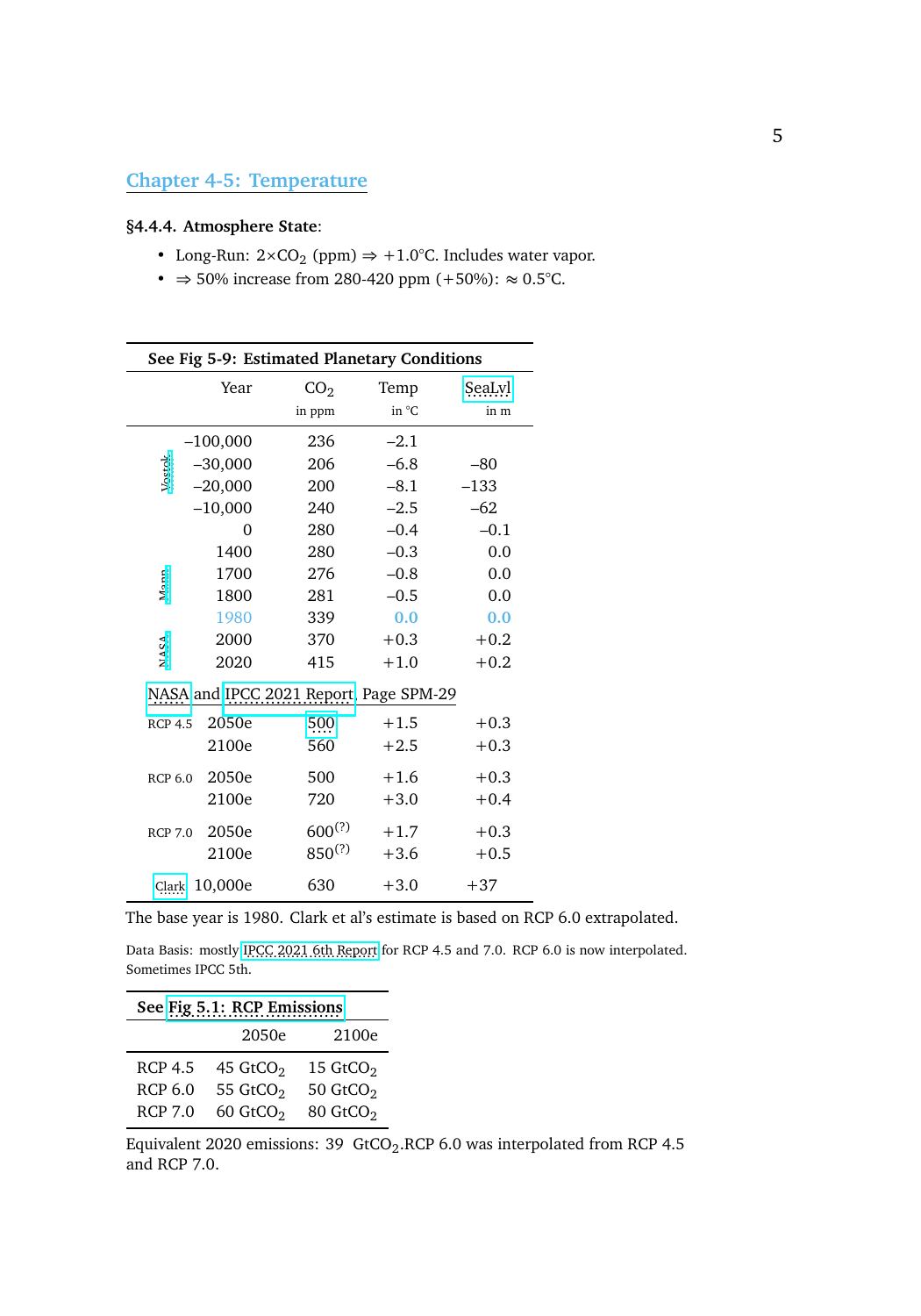## Chapter 4-5: Temperature

**§4.4.4. Atmosphere State**:

- Long-Run: 2×$CO_2$ (ppm) ⇒ +1.0°C. Includes water vapor.
- ⇒ 50% increase from 280-420 ppm (+50%): ≈ 0.5°C.

**See Fig 5-9: Estimated Planetary Conditions**

| | Year | $CO_2$ in ppm | Temp in °C | SeaLvl in m |
|---|---|---|---|---|
| Vostok | −100,000 | 236 | −2.1 | |
| | −30,000 | 206 | −6.8 | −80 |
| | −20,000 | 200 | −8.1 | −133 |
| | −10,000 | 240 | −2.5 | −62 |
| | 0 | 280 | −0.4 | −0.1 |
| Mann | 1400 | 280 | −0.3 | 0.0 |
| | 1700 | 276 | −0.8 | 0.0 |
| | 1800 | 281 | −0.5 | 0.0 |
| | 1980 | 339 | 0.0 | 0.0 |
| NASA | 2000 | 370 | +0.3 | +0.2 |
| | 2020 | 415 | +1.0 | +0.2 |
| NASA and IPCC 2021 Report, Page SPM-29 | | | | |
| RCP 4.5 | 2050e | 500 | +1.5 | +0.3 |
| | 2100e | 560 | +2.5 | +0.3 |
| RCP 6.0 | 2050e | 500 | +1.6 | +0.3 |
| | 2100e | 720 | +3.0 | +0.4 |
| RCP 7.0 | 2050e | 600(?) | +1.7 | +0.3 |
| | 2100e | 850(?) | +3.6 | +0.5 |
| Clark | 10,000e | 630 | +3.0 | +37 |

The base year is 1980. Clark et al's estimate is based on RCP 6.0 extrapolated.

Data Basis: mostly IPCC 2021 6th Report for RCP 4.5 and 7.0. RCP 6.0 is now interpolated. Sometimes IPCC 5th.

**See Fig 5.1: RCP Emissions**

| | 2050e | 2100e |
|---|---|---|
| RCP 4.5 | 45 $GtCO_2$ | 15 $GtCO_2$ |
| RCP 6.0 | 55 $GtCO_2$ | 50 $GtCO_2$ |
| RCP 7.0 | 60 $GtCO_2$ | 80 $GtCO_2$ |

Equivalent 2020 emissions: 39 $GtCO_2$.RCP 6.0 was interpolated from RCP 4.5 and RCP 7.0.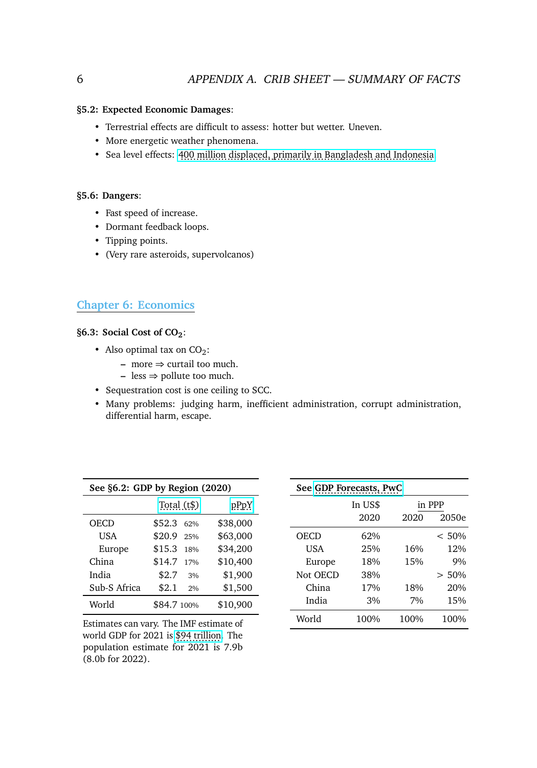**§5.2: Expected Economic Damages**:

- Terrestrial effects are difficult to assess: hotter but wetter. Uneven.
- More energetic weather phenomena.
- Sea level effects: 400 million displaced, primarily in Bangladesh and Indonesia

**§5.6: Dangers**:

- Fast speed of increase.
- Dormant feedback loops.
- Tipping points.
- (Very rare asteroids, supervolcanos)

## Chapter 6: Economics

**§6.3: Social Cost of $CO_2$**:

- Also optimal tax on $CO_2$:
  - more ⇒ curtail too much.
  - less ⇒ pollute too much.
- Sequestration cost is one ceiling to SCC.
- Many problems: judging harm, inefficient administration, corrupt administration, differential harm, escape.

**See §6.2: GDP by Region (2020)**

| | Total (t$) | | pPpY |
|---|---|---|---|
| OECD | $52.3 | 62% | $38,000 |
| USA | $20.9 | 25% | $63,000 |
| Europe | $15.3 | 18% | $34,200 |
| China | $14.7 | 17% | $10,400 |
| India | $2.7 | 3% | $1,900 |
| Sub-S Africa | $2.1 | 2% | $1,500 |
| World | $84.7 | 100% | $10,900 |

Estimates can vary. The IMF estimate of world GDP for 2021 is $94 trillion. The population estimate for 2021 is 7.9b (8.0b for 2022).

**See GDP Forecasts, PwC**

| | In US$ | in PPP | |
|---|---|---|---|
| | 2020 | 2020 | 2050e |
| OECD | 62% | | < 50% |
| USA | 25% | 16% | 12% |
| Europe | 18% | 15% | 9% |
| Not OECD | 38% | | > 50% |
| China | 17% | 18% | 20% |
| India | 3% | 7% | 15% |
| World | 100% | 100% | 100% |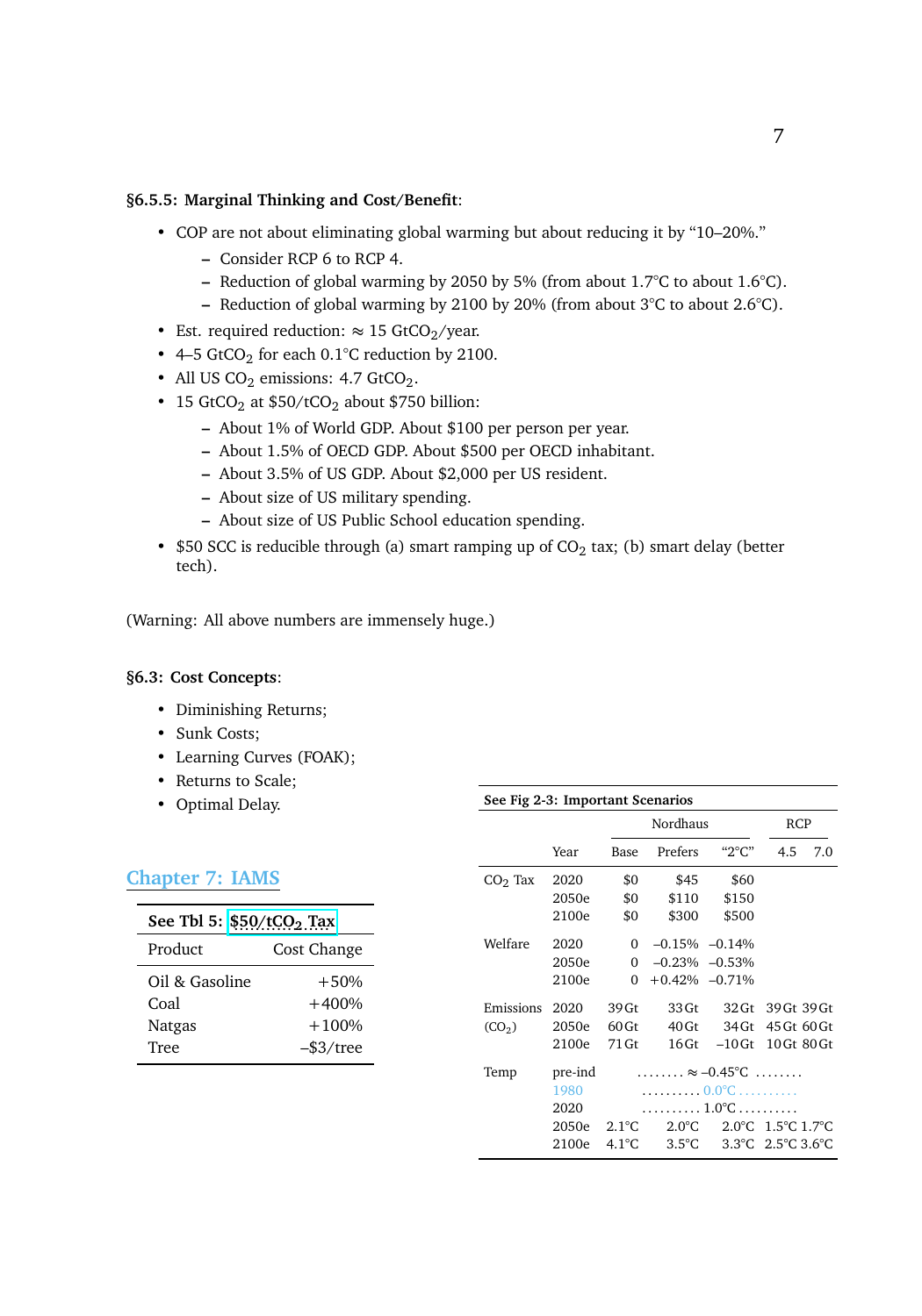**§6.5.5: Marginal Thinking and Cost/Benefit**:

- COP are not about eliminating global warming but about reducing it by "10–20%."
  - Consider RCP 6 to RCP 4.
  - Reduction of global warming by 2050 by 5% (from about 1.7°C to about 1.6°C).
  - Reduction of global warming by 2100 by 20% (from about 3°C to about 2.6°C).
- Est. required reduction: ≈ 15 $GtCO_2$/year.
- 4–5 $GtCO_2$ for each 0.1°C reduction by 2100.
- All US $CO_2$ emissions: 4.7 $GtCO_2$.
- 15 $GtCO_2$ at \$50/$tCO_2$ about \$750 billion:
  - About 1% of World GDP. About \$100 per person per year.
  - About 1.5% of OECD GDP. About \$500 per OECD inhabitant.
  - About 3.5% of US GDP. About \$2,000 per US resident.
  - About size of US military spending.
  - About size of US Public School education spending.
- \$50 SCC is reducible through (a) smart ramping up of $CO_2$ tax; (b) smart delay (better tech).

(Warning: All above numbers are immensely huge.)

**§6.3: Cost Concepts**:

- Diminishing Returns;
- Sunk Costs;
- Learning Curves (FOAK);
- Returns to Scale;
- Optimal Delay.

## Chapter 7: IAMS

**See Tbl 5: \$50/$tCO_2$ Tax**

| Product | Cost Change |
|---|---|
| Oil & Gasoline | +50% |
| Coal | +400% |
| Natgas | +100% |
| Tree | –\$3/tree |

**See Fig 2-3: Important Scenarios**

| | | Nordhaus | | | RCP | |
|---|---|---|---|---|---|---|
| | Year | Base | Prefers | "2°C" | 4.5 | 7.0 |
| $CO_2$ Tax | 2020 | \$0 | \$45 | \$60 | | |
| | 2050e | \$0 | \$110 | \$150 | | |
| | 2100e | \$0 | \$300 | \$500 | | |
| Welfare | 2020 | 0 | –0.15% | –0.14% | | |
| | 2050e | 0 | –0.23% | –0.53% | | |
| | 2100e | 0 | +0.42% | –0.71% | | |
| Emissions ($CO_2$) | 2020 | 39 Gt | 33 Gt | 32 Gt | 39 Gt | 39 Gt |
| | 2050e | 60 Gt | 40 Gt | 34 Gt | 45 Gt | 60 Gt |
| | 2100e | 71 Gt | 16 Gt | –10 Gt | 10 Gt | 80 Gt |
| Temp | pre-ind | ≈ –0.45°C | | | | |
| | 1980 | 0.0°C | | | | |
| | 2020 | 1.0°C | | | | |
| | 2050e | 2.1°C | 2.0°C | 2.0°C | 1.5°C | 1.7°C |
| | 2100e | 4.1°C | 3.5°C | 3.3°C | 2.5°C | 3.6°C |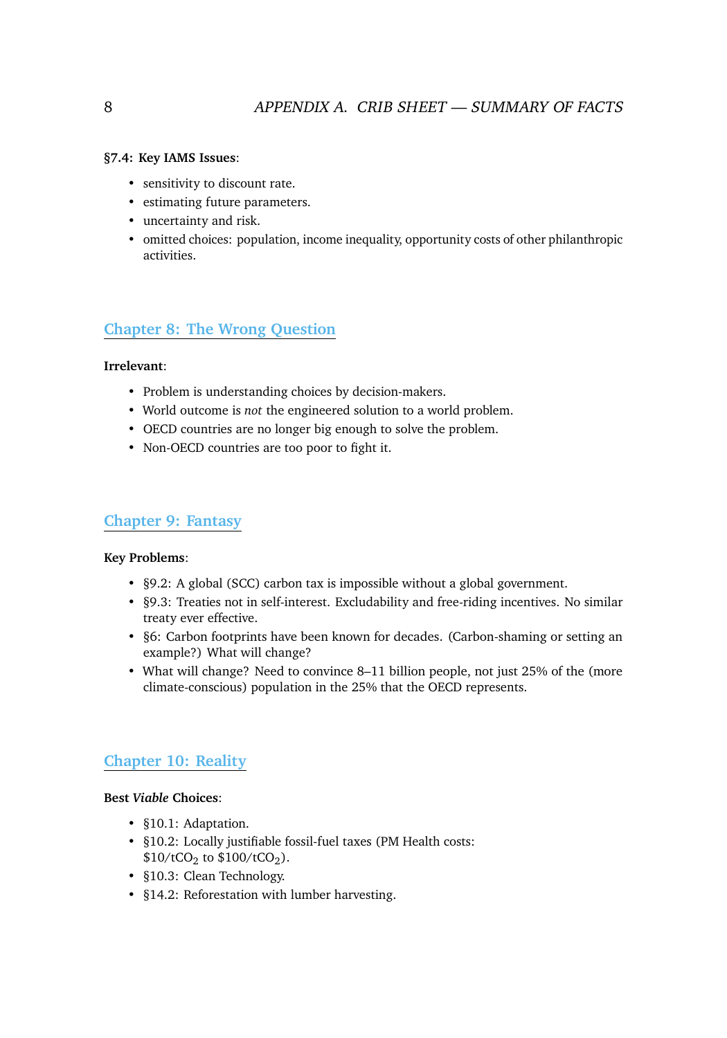**§7.4: Key IAMS Issues**:

- sensitivity to discount rate.
- estimating future parameters.
- uncertainty and risk.
- omitted choices: population, income inequality, opportunity costs of other philanthropic activities.

## Chapter 8: The Wrong Question

**Irrelevant**:

- Problem is understanding choices by decision-makers.
- World outcome is *not* the engineered solution to a world problem.
- OECD countries are no longer big enough to solve the problem.
- Non-OECD countries are too poor to fight it.

## Chapter 9: Fantasy

**Key Problems**:

- §9.2: A global (SCC) carbon tax is impossible without a global government.
- §9.3: Treaties not in self-interest. Excludability and free-riding incentives. No similar treaty ever effective.
- §6: Carbon footprints have been known for decades. (Carbon-shaming or setting an example?) What will change?
- What will change? Need to convince 8–11 billion people, not just 25% of the (more climate-conscious) population in the 25% that the OECD represents.

## Chapter 10: Reality

**Best *Viable* Choices**:

- §10.1: Adaptation.
- §10.2: Locally justifiable fossil-fuel taxes (PM Health costs: $10/t$CO_2$ to $100/t$CO_2$).
- §10.3: Clean Technology.
- §14.2: Reforestation with lumber harvesting.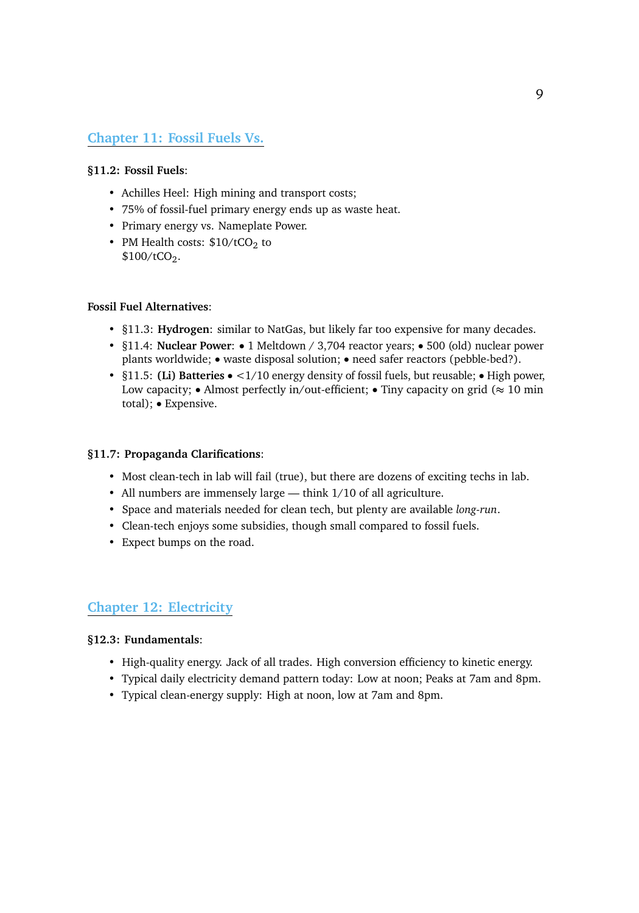## Chapter 11: Fossil Fuels Vs.

**§11.2: Fossil Fuels**:

- Achilles Heel: High mining and transport costs;
- 75% of fossil-fuel primary energy ends up as waste heat.
- Primary energy vs. Nameplate Power.
- PM Health costs: \$10/t$CO_2$ to \$100/t$CO_2$.

**Fossil Fuel Alternatives**:

- §11.3: **Hydrogen**: similar to NatGas, but likely far too expensive for many decades.
- §11.4: **Nuclear Power**: • 1 Meltdown / 3,704 reactor years; • 500 (old) nuclear power plants worldwide; • waste disposal solution; • need safer reactors (pebble-bed?).
- §11.5: **(Li) Batteries** • <1/10 energy density of fossil fuels, but reusable; • High power, Low capacity; • Almost perfectly in/out-efficient; • Tiny capacity on grid ($\approx$ 10 min total); • Expensive.

**§11.7: Propaganda Clarifications**:

- Most clean-tech in lab will fail (true), but there are dozens of exciting techs in lab.
- All numbers are immensely large — think 1/10 of all agriculture.
- Space and materials needed for clean tech, but plenty are available *long-run*.
- Clean-tech enjoys some subsidies, though small compared to fossil fuels.
- Expect bumps on the road.

## Chapter 12: Electricity

**§12.3: Fundamentals**:

- High-quality energy. Jack of all trades. High conversion efficiency to kinetic energy.
- Typical daily electricity demand pattern today: Low at noon; Peaks at 7am and 8pm.
- Typical clean-energy supply: High at noon, low at 7am and 8pm.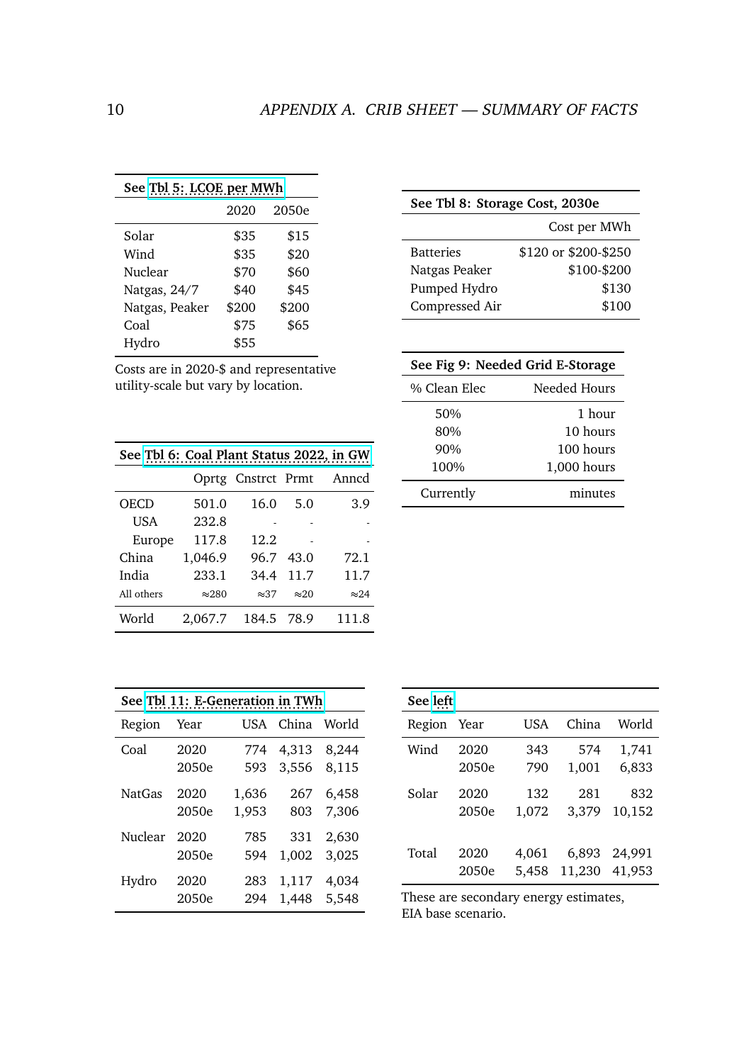| See Tbl 5: LCOE per MWh | | |
|---|---|---|
| | 2020 | 2050e |
| Solar | $35 | $15 |
| Wind | $35 | $20 |
| Nuclear | $70 | $60 |
| Natgas, 24/7 | $40 | $45 |
| Natgas, Peaker | $200 | $200 |
| Coal | $75 | $65 |
| Hydro | $55 | |

Costs are in 2020-$ and representative utility-scale but vary by location.

| See Tbl 6: Coal Plant Status 2022, in GW | | | | |
|---|---|---|---|---|
| | Oprtg | Cnstrct | Prmt | Anncd |
| OECD | 501.0 | 16.0 | 5.0 | 3.9 |
| USA | 232.8 | - | - | - |
| Europe | 117.8 | 12.2 | - | - |
| China | 1,046.9 | 96.7 | 43.0 | 72.1 |
| India | 233.1 | 34.4 | 11.7 | 11.7 |
| All others | ≈280 | ≈37 | ≈20 | ≈24 |
| World | 2,067.7 | 184.5 | 78.9 | 111.8 |

| See Tbl 8: Storage Cost, 2030e | |
|---|---|
| | Cost per MWh |
| Batteries | $120 or $200-$250 |
| Natgas Peaker | $100-$200 |
| Pumped Hydro | $130 |
| Compressed Air | $100 |

| See Fig 9: Needed Grid E-Storage | |
|---|---|
| % Clean Elec | Needed Hours |
| 50% | 1 hour |
| 80% | 10 hours |
| 90% | 100 hours |
| 100% | 1,000 hours |
| Currently | minutes |

| See Tbl 11: E-Generation in TWh | | | | |
|---|---|---|---|---|
| Region | Year | USA | China | World |
| Coal | 2020 | 774 | 4,313 | 8,244 |
| | 2050e | 593 | 3,556 | 8,115 |
| NatGas | 2020 | 1,636 | 267 | 6,458 |
| | 2050e | 1,953 | 803 | 7,306 |
| Nuclear | 2020 | 785 | 331 | 2,630 |
| | 2050e | 594 | 1,002 | 3,025 |
| Hydro | 2020 | 283 | 1,117 | 4,034 |
| | 2050e | 294 | 1,448 | 5,548 |

| See left | | | | |
|---|---|---|---|---|
| Region | Year | USA | China | World |
| Wind | 2020 | 343 | 574 | 1,741 |
| | 2050e | 790 | 1,001 | 6,833 |
| Solar | 2020 | 132 | 281 | 832 |
| | 2050e | 1,072 | 3,379 | 10,152 |
| Total | 2020 | 4,061 | 6,893 | 24,991 |
| | 2050e | 5,458 | 11,230 | 41,953 |

These are secondary energy estimates, EIA base scenario.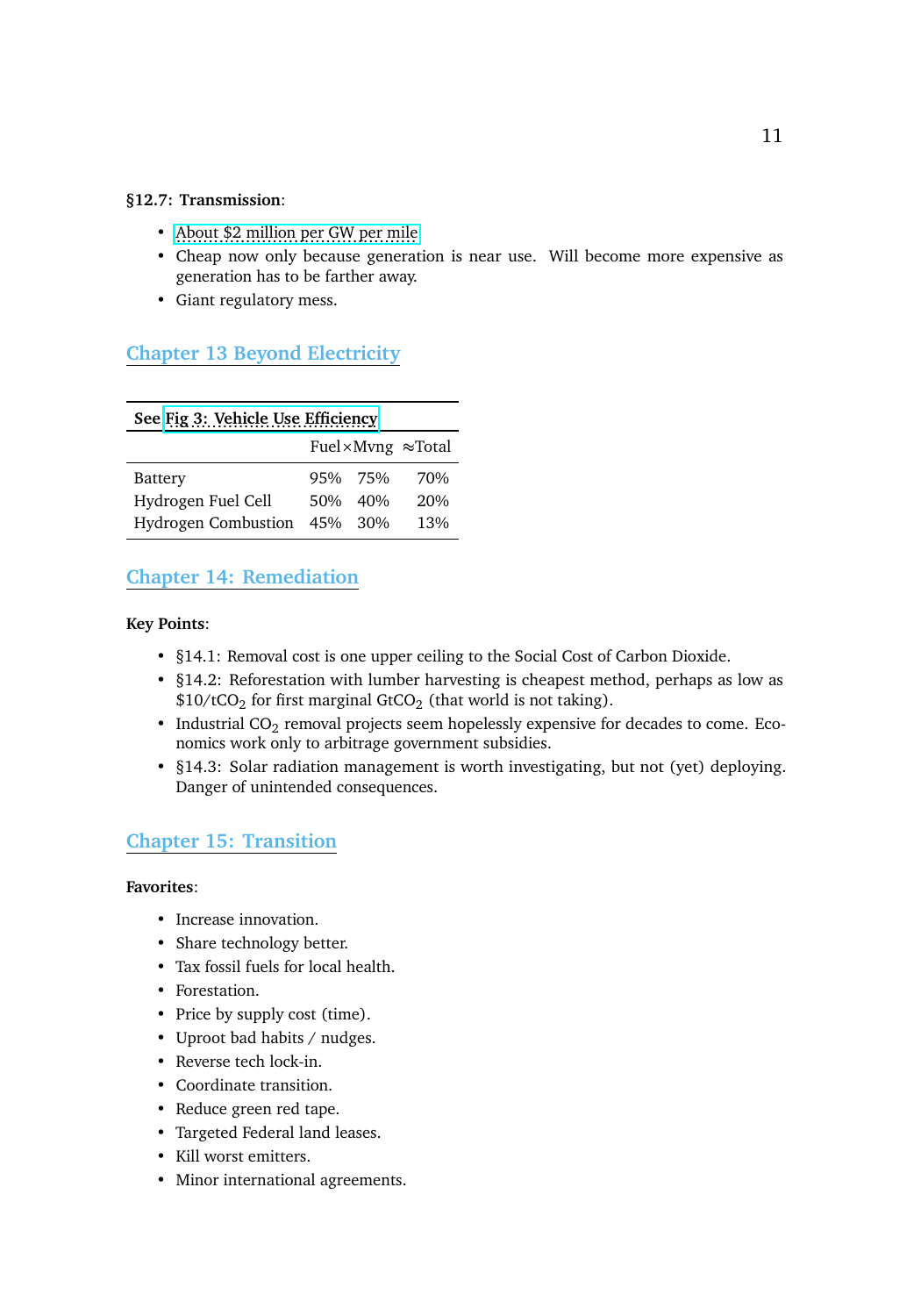**§12.7: Transmission**:

- About $2 million per GW per mile
- Cheap now only because generation is near use. Will become more expensive as generation has to be farther away.
- Giant regulatory mess.

## Chapter 13 Beyond Electricity

| See Fig 3: Vehicle Use Efficiency | | | |
|---|---|---|---|
| | Fuel | ×Mvng | ≈Total |
| Battery | 95% | 75% | 70% |
| Hydrogen Fuel Cell | 50% | 40% | 20% |
| Hydrogen Combustion | 45% | 30% | 13% |

## Chapter 14: Remediation

**Key Points**:

- §14.1: Removal cost is one upper ceiling to the Social Cost of Carbon Dioxide.
- §14.2: Reforestation with lumber harvesting is cheapest method, perhaps as low as $10/t$CO_2$ for first marginal Gt$CO_2$ (that world is not taking).
- Industrial $CO_2$ removal projects seem hopelessly expensive for decades to come. Economics work only to arbitrage government subsidies.
- §14.3: Solar radiation management is worth investigating, but not (yet) deploying. Danger of unintended consequences.

## Chapter 15: Transition

**Favorites**:

- Increase innovation.
- Share technology better.
- Tax fossil fuels for local health.
- Forestation.
- Price by supply cost (time).
- Uproot bad habits / nudges.
- Reverse tech lock-in.
- Coordinate transition.
- Reduce green red tape.
- Targeted Federal land leases.
- Kill worst emitters.
- Minor international agreements.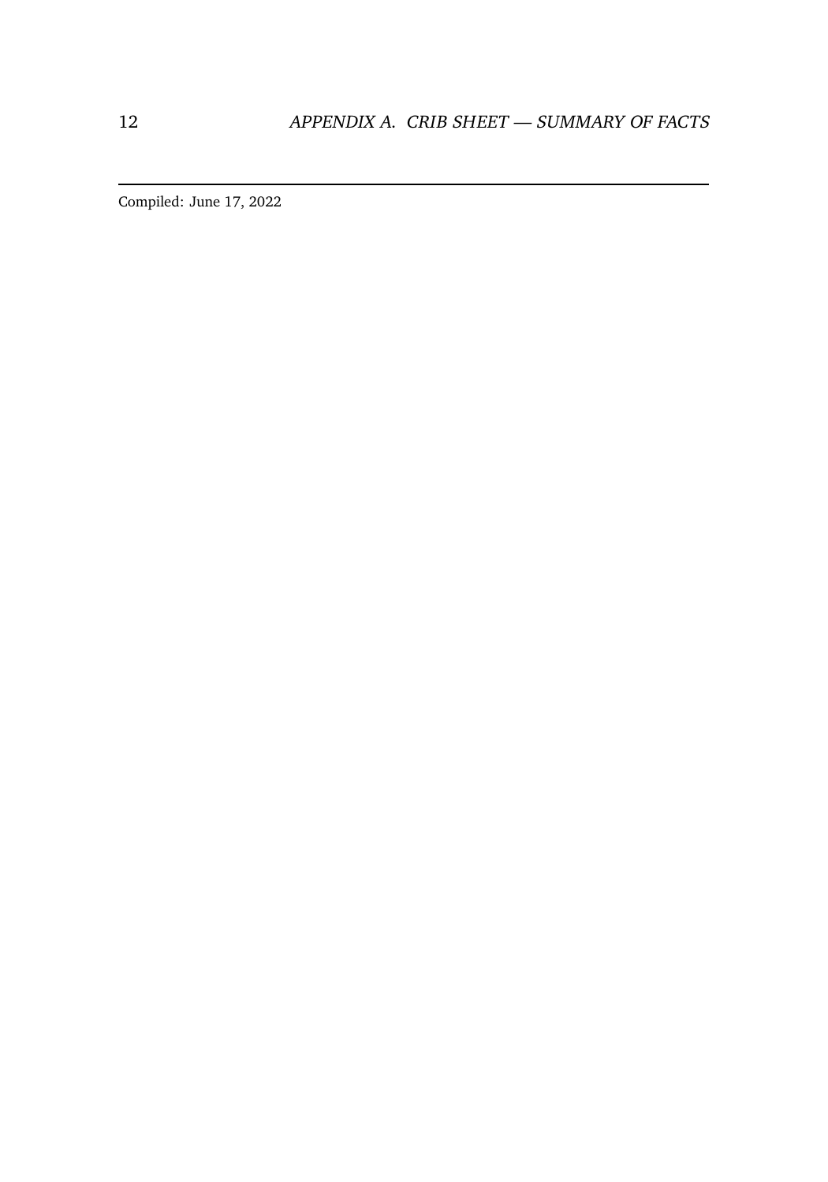Compiled: June 17, 2022